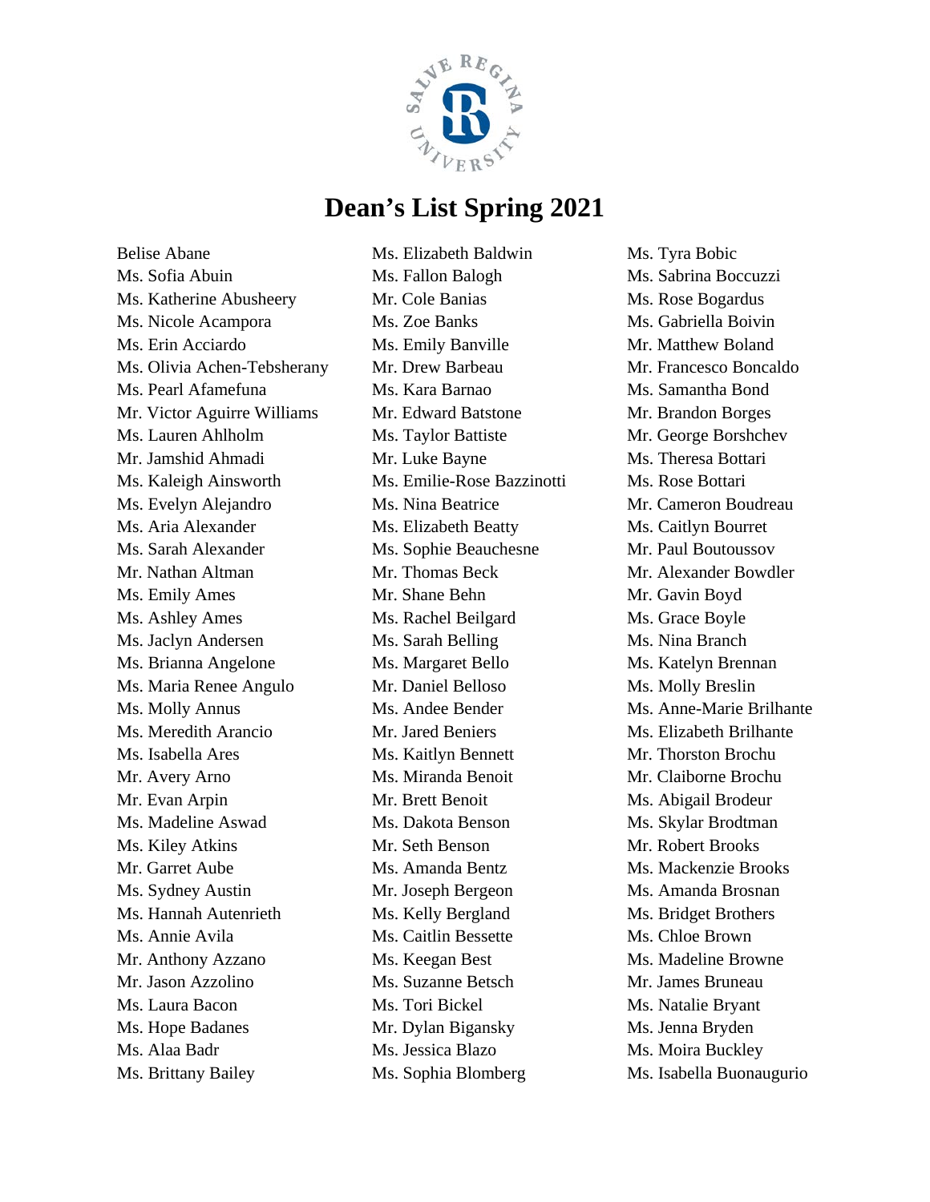# Dean's List Spring 2021

Belise Abane
Ms. Sofia Abuin
Ms. Katherine Abusheery
Ms. Nicole Acampora
Ms. Erin Acciardo
Ms. Olivia Achen-Tebsherany
Ms. Pearl Afamefuna
Mr. Victor Aguirre Williams
Ms. Lauren Ahlholm
Mr. Jamshid Ahmadi
Ms. Kaleigh Ainsworth
Ms. Evelyn Alejandro
Ms. Aria Alexander
Ms. Sarah Alexander
Mr. Nathan Altman
Ms. Emily Ames
Ms. Ashley Ames
Ms. Jaclyn Andersen
Ms. Brianna Angelone
Ms. Maria Renee Angulo
Ms. Molly Annus
Ms. Meredith Arancio
Ms. Isabella Ares
Mr. Avery Arno
Mr. Evan Arpin
Ms. Madeline Aswad
Ms. Kiley Atkins
Mr. Garret Aube
Ms. Sydney Austin
Ms. Hannah Autenrieth
Ms. Annie Avila
Mr. Anthony Azzano
Mr. Jason Azzolino
Ms. Laura Bacon
Ms. Hope Badanes
Ms. Alaa Badr
Ms. Brittany Bailey
Ms. Elizabeth Baldwin
Ms. Fallon Balogh
Mr. Cole Banias
Ms. Zoe Banks
Ms. Emily Banville
Mr. Drew Barbeau
Ms. Kara Barnao
Mr. Edward Batstone
Ms. Taylor Battiste
Mr. Luke Bayne
Ms. Emilie-Rose Bazzinotti
Ms. Nina Beatrice
Ms. Elizabeth Beatty
Ms. Sophie Beauchesne
Mr. Thomas Beck
Mr. Shane Behn
Ms. Rachel Beilgard
Ms. Sarah Belling
Ms. Margaret Bello
Mr. Daniel Belloso
Ms. Andee Bender
Mr. Jared Beniers
Ms. Kaitlyn Bennett
Ms. Miranda Benoit
Mr. Brett Benoit
Ms. Dakota Benson
Mr. Seth Benson
Ms. Amanda Bentz
Mr. Joseph Bergeon
Ms. Kelly Bergland
Ms. Caitlin Bessette
Ms. Keegan Best
Ms. Suzanne Betsch
Ms. Tori Bickel
Mr. Dylan Bigansky
Ms. Jessica Blazo
Ms. Sophia Blomberg
Ms. Tyra Bobic
Ms. Sabrina Boccuzzi
Ms. Rose Bogardus
Ms. Gabriella Boivin
Mr. Matthew Boland
Mr. Francesco Boncaldo
Ms. Samantha Bond
Mr. Brandon Borges
Mr. George Borshchev
Ms. Theresa Bottari
Ms. Rose Bottari
Mr. Cameron Boudreau
Ms. Caitlyn Bourret
Mr. Paul Boutoussov
Mr. Alexander Bowdler
Mr. Gavin Boyd
Ms. Grace Boyle
Ms. Nina Branch
Ms. Katelyn Brennan
Ms. Molly Breslin
Ms. Anne-Marie Brilhante
Ms. Elizabeth Brilhante
Mr. Thorston Brochu
Mr. Claiborne Brochu
Ms. Abigail Brodeur
Ms. Skylar Brodtman
Mr. Robert Brooks
Ms. Mackenzie Brooks
Ms. Amanda Brosnan
Ms. Bridget Brothers
Ms. Chloe Brown
Ms. Madeline Browne
Mr. James Bruneau
Ms. Natalie Bryant
Ms. Jenna Bryden
Ms. Moira Buckley
Ms. Isabella Buonaugurio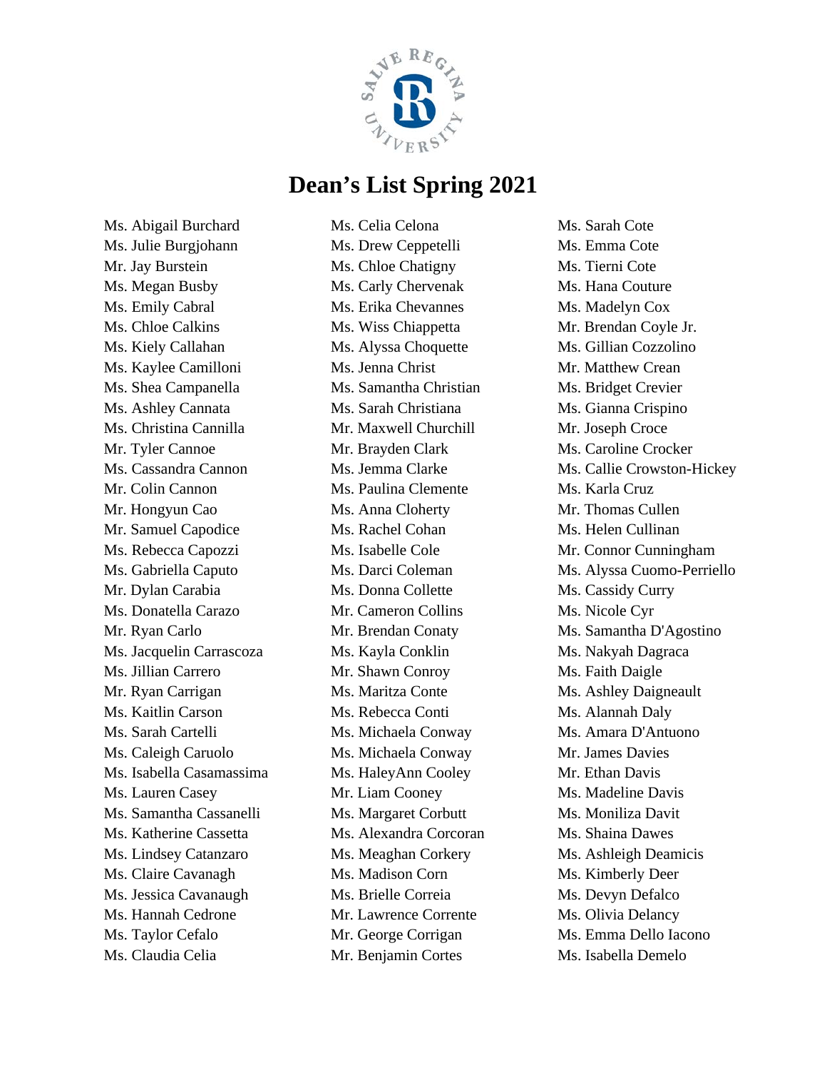# Dean's List Spring 2021

Ms. Abigail Burchard
Ms. Julie Burgjohann
Mr. Jay Burstein
Ms. Megan Busby
Ms. Emily Cabral
Ms. Chloe Calkins
Ms. Kiely Callahan
Ms. Kaylee Camilloni
Ms. Shea Campanella
Ms. Ashley Cannata
Ms. Christina Cannilla
Mr. Tyler Cannoe
Ms. Cassandra Cannon
Mr. Colin Cannon
Mr. Hongyun Cao
Mr. Samuel Capodice
Ms. Rebecca Capozzi
Ms. Gabriella Caputo
Mr. Dylan Carabia
Ms. Donatella Carazo
Mr. Ryan Carlo
Ms. Jacquelin Carrascoza
Ms. Jillian Carrero
Mr. Ryan Carrigan
Ms. Kaitlin Carson
Ms. Sarah Cartelli
Ms. Caleigh Caruolo
Ms. Isabella Casamassima
Ms. Lauren Casey
Ms. Samantha Cassanelli
Ms. Katherine Cassetta
Ms. Lindsey Catanzaro
Ms. Claire Cavanagh
Ms. Jessica Cavanaugh
Ms. Hannah Cedrone
Ms. Taylor Cefalo
Ms. Claudia Celia
Ms. Celia Celona
Ms. Drew Ceppetelli
Ms. Chloe Chatigny
Ms. Carly Chervenak
Ms. Erika Chevannes
Ms. Wiss Chiappetta
Ms. Alyssa Choquette
Ms. Jenna Christ
Ms. Samantha Christian
Ms. Sarah Christiana
Mr. Maxwell Churchill
Mr. Brayden Clark
Ms. Jemma Clarke
Ms. Paulina Clemente
Ms. Anna Cloherty
Ms. Rachel Cohan
Ms. Isabelle Cole
Ms. Darci Coleman
Ms. Donna Collette
Mr. Cameron Collins
Mr. Brendan Conaty
Ms. Kayla Conklin
Mr. Shawn Conroy
Ms. Maritza Conte
Ms. Rebecca Conti
Ms. Michaela Conway
Ms. Michaela Conway
Ms. HaleyAnn Cooley
Mr. Liam Cooney
Ms. Margaret Corbutt
Ms. Alexandra Corcoran
Ms. Meaghan Corkery
Ms. Madison Corn
Ms. Brielle Correia
Mr. Lawrence Corrente
Mr. George Corrigan
Mr. Benjamin Cortes
Ms. Sarah Cote
Ms. Emma Cote
Ms. Tierni Cote
Ms. Hana Couture
Ms. Madelyn Cox
Mr. Brendan Coyle Jr.
Ms. Gillian Cozzolino
Mr. Matthew Crean
Ms. Bridget Crevier
Ms. Gianna Crispino
Mr. Joseph Croce
Ms. Caroline Crocker
Ms. Callie Crowston-Hickey
Ms. Karla Cruz
Mr. Thomas Cullen
Ms. Helen Cullinan
Mr. Connor Cunningham
Ms. Alyssa Cuomo-Perriello
Ms. Cassidy Curry
Ms. Nicole Cyr
Ms. Samantha D'Agostino
Ms. Nakyah Dagraca
Ms. Faith Daigle
Ms. Ashley Daigneault
Ms. Alannah Daly
Ms. Amara D'Antuono
Mr. James Davies
Mr. Ethan Davis
Ms. Madeline Davis
Ms. Moniliza Davit
Ms. Shaina Dawes
Ms. Ashleigh Deamicis
Ms. Kimberly Deer
Ms. Devyn Defalco
Ms. Olivia Delancy
Ms. Emma Dello Iacono
Ms. Isabella Demelo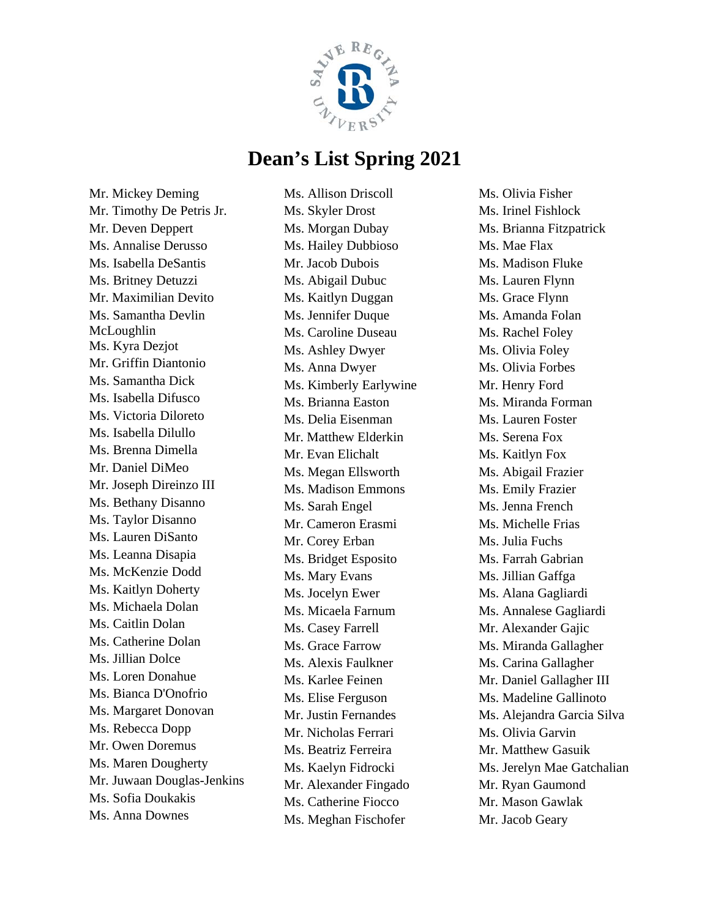# Dean's List Spring 2021

Mr. Mickey Deming
Mr. Timothy De Petris Jr.
Mr. Deven Deppert
Ms. Annalise Derusso
Ms. Isabella DeSantis
Ms. Britney Detuzzi
Mr. Maximilian Devito
Ms. Samantha Devlin McLoughlin
Ms. Kyra Dezjot
Mr. Griffin Diantonio
Ms. Samantha Dick
Ms. Isabella Difusco
Ms. Victoria Diloreto
Ms. Isabella Dilullo
Ms. Brenna Dimella
Mr. Daniel DiMeo
Mr. Joseph Direinzo III
Ms. Bethany Disanno
Ms. Taylor Disanno
Ms. Lauren DiSanto
Ms. Leanna Disapia
Ms. McKenzie Dodd
Ms. Kaitlyn Doherty
Ms. Michaela Dolan
Ms. Caitlin Dolan
Ms. Catherine Dolan
Ms. Jillian Dolce
Ms. Loren Donahue
Ms. Bianca D'Onofrio
Ms. Margaret Donovan
Ms. Rebecca Dopp
Mr. Owen Doremus
Ms. Maren Dougherty
Mr. Juwaan Douglas-Jenkins
Ms. Sofia Doukakis
Ms. Anna Downes
Ms. Allison Driscoll
Ms. Skyler Drost
Ms. Morgan Dubay
Ms. Hailey Dubbioso
Mr. Jacob Dubois
Ms. Abigail Dubuc
Ms. Kaitlyn Duggan
Ms. Jennifer Duque
Ms. Caroline Duseau
Ms. Ashley Dwyer
Ms. Anna Dwyer
Ms. Kimberly Earlywine
Ms. Brianna Easton
Ms. Delia Eisenman
Mr. Matthew Elderkin
Mr. Evan Elichalt
Ms. Megan Ellsworth
Ms. Madison Emmons
Ms. Sarah Engel
Mr. Cameron Erasmi
Mr. Corey Erban
Ms. Bridget Esposito
Ms. Mary Evans
Ms. Jocelyn Ewer
Ms. Micaela Farnum
Ms. Casey Farrell
Ms. Grace Farrow
Ms. Alexis Faulkner
Ms. Karlee Feinen
Ms. Elise Ferguson
Mr. Justin Fernandes
Mr. Nicholas Ferrari
Ms. Beatriz Ferreira
Ms. Kaelyn Fidrocki
Mr. Alexander Fingado
Ms. Catherine Fiocco
Ms. Meghan Fischofer
Ms. Olivia Fisher
Ms. Irinel Fishlock
Ms. Brianna Fitzpatrick
Ms. Mae Flax
Ms. Madison Fluke
Ms. Lauren Flynn
Ms. Grace Flynn
Ms. Amanda Folan
Ms. Rachel Foley
Ms. Olivia Foley
Ms. Olivia Forbes
Mr. Henry Ford
Ms. Miranda Forman
Ms. Lauren Foster
Ms. Serena Fox
Ms. Kaitlyn Fox
Ms. Abigail Frazier
Ms. Emily Frazier
Ms. Jenna French
Ms. Michelle Frias
Ms. Julia Fuchs
Ms. Farrah Gabrian
Ms. Jillian Gaffga
Ms. Alana Gagliardi
Ms. Annalese Gagliardi
Mr. Alexander Gajic
Ms. Miranda Gallagher
Ms. Carina Gallagher
Mr. Daniel Gallagher III
Ms. Madeline Gallinoto
Ms. Alejandra Garcia Silva
Ms. Olivia Garvin
Mr. Matthew Gasuik
Ms. Jerelyn Mae Gatchalian
Mr. Ryan Gaumond
Mr. Mason Gawlak
Mr. Jacob Geary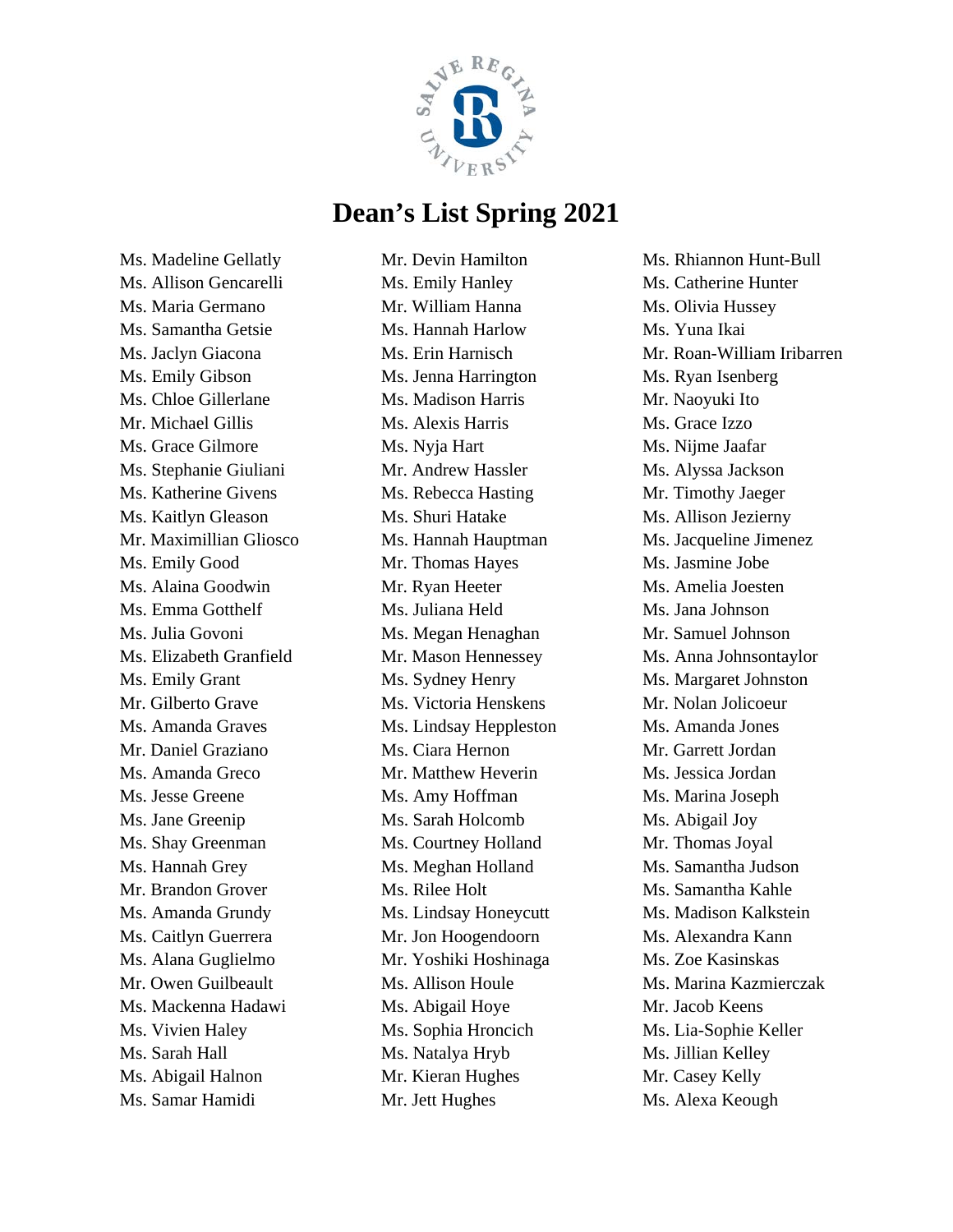# Dean's List Spring 2021

Ms. Madeline Gellatly
Ms. Allison Gencarelli
Ms. Maria Germano
Ms. Samantha Getsie
Ms. Jaclyn Giacona
Ms. Emily Gibson
Ms. Chloe Gillerlane
Mr. Michael Gillis
Ms. Grace Gilmore
Ms. Stephanie Giuliani
Ms. Katherine Givens
Ms. Kaitlyn Gleason
Mr. Maximillian Gliosco
Ms. Emily Good
Ms. Alaina Goodwin
Ms. Emma Gotthelf
Ms. Julia Govoni
Ms. Elizabeth Granfield
Ms. Emily Grant
Mr. Gilberto Grave
Ms. Amanda Graves
Mr. Daniel Graziano
Ms. Amanda Greco
Ms. Jesse Greene
Ms. Jane Greenip
Ms. Shay Greenman
Ms. Hannah Grey
Mr. Brandon Grover
Ms. Amanda Grundy
Ms. Caitlyn Guerrera
Ms. Alana Guglielmo
Mr. Owen Guilbeault
Ms. Mackenna Hadawi
Ms. Vivien Haley
Ms. Sarah Hall
Ms. Abigail Halnon
Ms. Samar Hamidi
Mr. Devin Hamilton
Ms. Emily Hanley
Mr. William Hanna
Ms. Hannah Harlow
Ms. Erin Harnisch
Ms. Jenna Harrington
Ms. Madison Harris
Ms. Alexis Harris
Ms. Nyja Hart
Mr. Andrew Hassler
Ms. Rebecca Hasting
Ms. Shuri Hatake
Ms. Hannah Hauptman
Mr. Thomas Hayes
Mr. Ryan Heeter
Ms. Juliana Held
Ms. Megan Henaghan
Mr. Mason Hennessey
Ms. Sydney Henry
Ms. Victoria Henskens
Ms. Lindsay Heppleston
Ms. Ciara Hernon
Mr. Matthew Heverin
Ms. Amy Hoffman
Ms. Sarah Holcomb
Ms. Courtney Holland
Ms. Meghan Holland
Ms. Rilee Holt
Ms. Lindsay Honeycutt
Mr. Jon Hoogendoorn
Mr. Yoshiki Hoshinaga
Ms. Allison Houle
Ms. Abigail Hoye
Ms. Sophia Hroncich
Ms. Natalya Hryb
Mr. Kieran Hughes
Mr. Jett Hughes
Ms. Rhiannon Hunt-Bull
Ms. Catherine Hunter
Ms. Olivia Hussey
Ms. Yuna Ikai
Mr. Roan-William Iribarren
Ms. Ryan Isenberg
Mr. Naoyuki Ito
Ms. Grace Izzo
Ms. Nijme Jaafar
Ms. Alyssa Jackson
Mr. Timothy Jaeger
Ms. Allison Jezierny
Ms. Jacqueline Jimenez
Ms. Jasmine Jobe
Ms. Amelia Joesten
Ms. Jana Johnson
Mr. Samuel Johnson
Ms. Anna Johnsontaylor
Ms. Margaret Johnston
Mr. Nolan Jolicoeur
Ms. Amanda Jones
Mr. Garrett Jordan
Ms. Jessica Jordan
Ms. Marina Joseph
Ms. Abigail Joy
Mr. Thomas Joyal
Ms. Samantha Judson
Ms. Samantha Kahle
Ms. Madison Kalkstein
Ms. Alexandra Kann
Ms. Zoe Kasinskas
Ms. Marina Kazmierczak
Mr. Jacob Keens
Ms. Lia-Sophie Keller
Ms. Jillian Kelley
Mr. Casey Kelly
Ms. Alexa Keough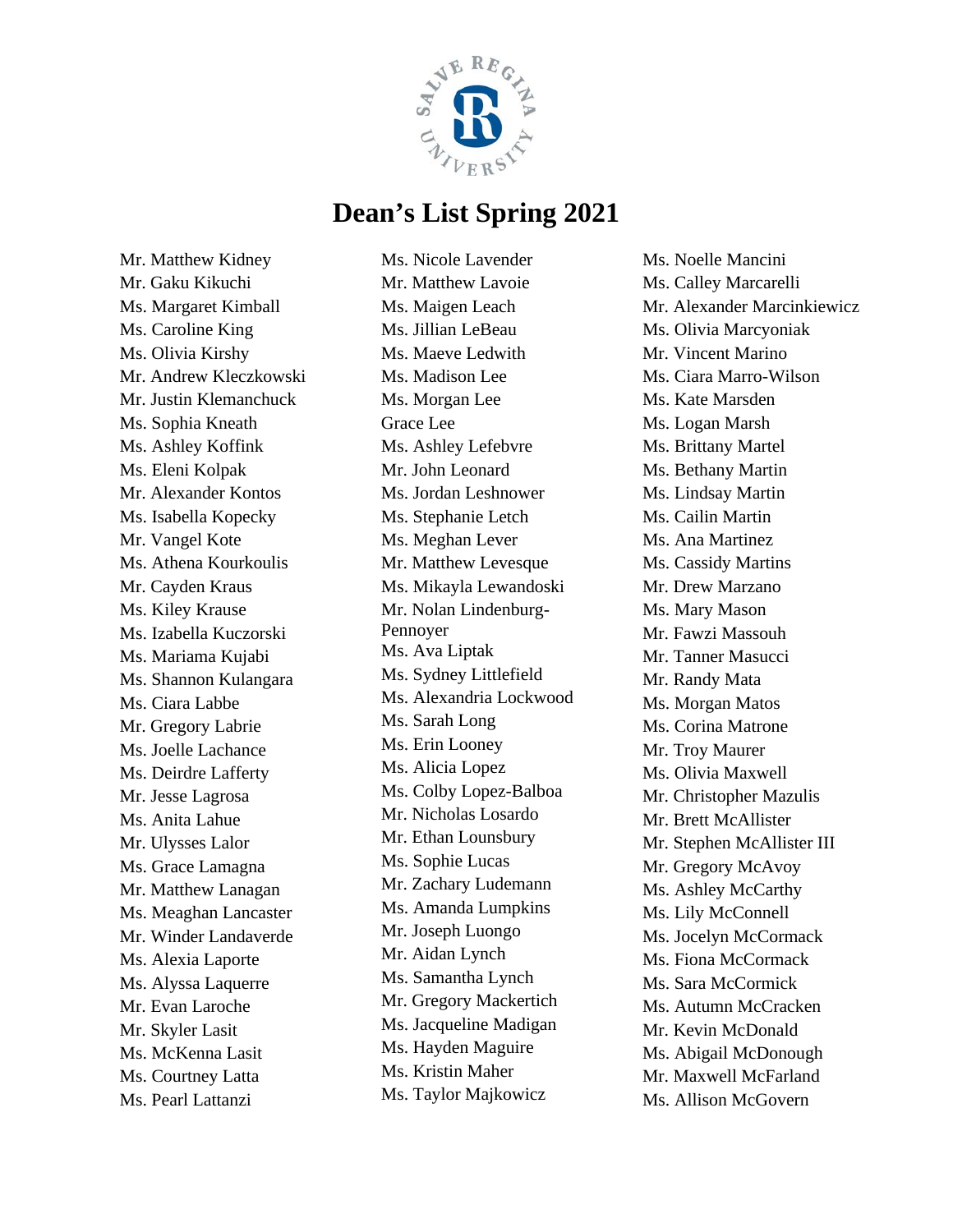# Dean's List Spring 2021

Mr. Matthew Kidney
Mr. Gaku Kikuchi
Ms. Margaret Kimball
Ms. Caroline King
Ms. Olivia Kirshy
Mr. Andrew Kleczkowski
Mr. Justin Klemanchuck
Ms. Sophia Kneath
Ms. Ashley Koffink
Ms. Eleni Kolpak
Mr. Alexander Kontos
Ms. Isabella Kopecky
Mr. Vangel Kote
Ms. Athena Kourkoulis
Mr. Cayden Kraus
Ms. Kiley Krause
Ms. Izabella Kuczorski
Ms. Mariama Kujabi
Ms. Shannon Kulangara
Ms. Ciara Labbe
Mr. Gregory Labrie
Ms. Joelle Lachance
Ms. Deirdre Lafferty
Mr. Jesse Lagrosa
Ms. Anita Lahue
Mr. Ulysses Lalor
Ms. Grace Lamagna
Mr. Matthew Lanagan
Ms. Meaghan Lancaster
Mr. Winder Landaverde
Ms. Alexia Laporte
Ms. Alyssa Laquerre
Mr. Evan Laroche
Mr. Skyler Lasit
Ms. McKenna Lasit
Ms. Courtney Latta
Ms. Pearl Lattanzi
Ms. Nicole Lavender
Mr. Matthew Lavoie
Ms. Maigen Leach
Ms. Jillian LeBeau
Ms. Maeve Ledwith
Ms. Madison Lee
Ms. Morgan Lee
Grace Lee
Ms. Ashley Lefebvre
Mr. John Leonard
Ms. Jordan Leshnower
Ms. Stephanie Letch
Ms. Meghan Lever
Mr. Matthew Levesque
Ms. Mikayla Lewandoski
Mr. Nolan Lindenburg-Pennoyer
Ms. Ava Liptak
Ms. Sydney Littlefield
Ms. Alexandria Lockwood
Ms. Sarah Long
Ms. Erin Looney
Ms. Alicia Lopez
Ms. Colby Lopez-Balboa
Mr. Nicholas Losardo
Mr. Ethan Lounsbury
Ms. Sophie Lucas
Mr. Zachary Ludemann
Ms. Amanda Lumpkins
Mr. Joseph Luongo
Mr. Aidan Lynch
Ms. Samantha Lynch
Mr. Gregory Mackertich
Ms. Jacqueline Madigan
Ms. Hayden Maguire
Ms. Kristin Maher
Ms. Taylor Majkowicz
Ms. Noelle Mancini
Ms. Calley Marcarelli
Mr. Alexander Marcinkiewicz
Ms. Olivia Marcyoniak
Mr. Vincent Marino
Ms. Ciara Marro-Wilson
Ms. Kate Marsden
Ms. Logan Marsh
Ms. Brittany Martel
Ms. Bethany Martin
Ms. Lindsay Martin
Ms. Cailin Martin
Ms. Ana Martinez
Ms. Cassidy Martins
Mr. Drew Marzano
Ms. Mary Mason
Mr. Fawzi Massouh
Mr. Tanner Masucci
Mr. Randy Mata
Ms. Morgan Matos
Ms. Corina Matrone
Mr. Troy Maurer
Ms. Olivia Maxwell
Mr. Christopher Mazulis
Mr. Brett McAllister
Mr. Stephen McAllister III
Mr. Gregory McAvoy
Ms. Ashley McCarthy
Ms. Lily McConnell
Ms. Jocelyn McCormack
Ms. Fiona McCormack
Ms. Sara McCormick
Ms. Autumn McCracken
Mr. Kevin McDonald
Ms. Abigail McDonough
Mr. Maxwell McFarland
Ms. Allison McGovern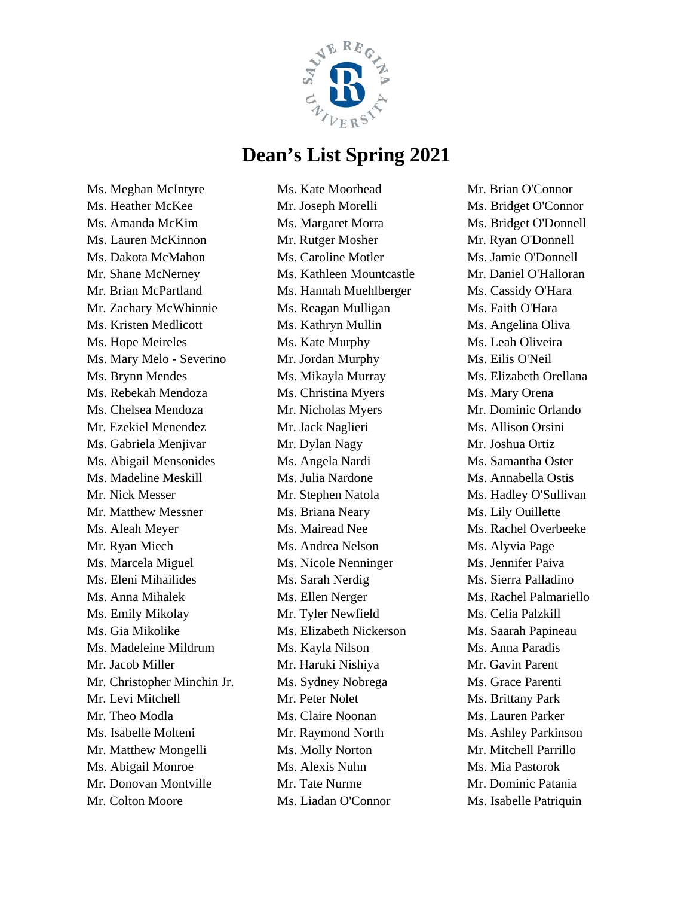# Dean's List Spring 2021

Ms. Meghan McIntyre
Ms. Heather McKee
Ms. Amanda McKim
Ms. Lauren McKinnon
Ms. Dakota McMahon
Mr. Shane McNerney
Mr. Brian McPartland
Mr. Zachary McWhinnie
Ms. Kristen Medlicott
Ms. Hope Meireles
Ms. Mary Melo - Severino
Ms. Brynn Mendes
Ms. Rebekah Mendoza
Ms. Chelsea Mendoza
Mr. Ezekiel Menendez
Ms. Gabriela Menjivar
Ms. Abigail Mensonides
Ms. Madeline Meskill
Mr. Nick Messer
Mr. Matthew Messner
Ms. Aleah Meyer
Mr. Ryan Miech
Ms. Marcela Miguel
Ms. Eleni Mihailides
Ms. Anna Mihalek
Ms. Emily Mikolay
Ms. Gia Mikolike
Ms. Madeleine Mildrum
Mr. Jacob Miller
Mr. Christopher Minchin Jr.
Mr. Levi Mitchell
Mr. Theo Modla
Ms. Isabelle Molteni
Mr. Matthew Mongelli
Ms. Abigail Monroe
Mr. Donovan Montville
Mr. Colton Moore
Ms. Kate Moorhead
Mr. Joseph Morelli
Ms. Margaret Morra
Mr. Rutger Mosher
Ms. Caroline Motler
Ms. Kathleen Mountcastle
Ms. Hannah Muehlberger
Ms. Reagan Mulligan
Ms. Kathryn Mullin
Ms. Kate Murphy
Mr. Jordan Murphy
Ms. Mikayla Murray
Ms. Christina Myers
Mr. Nicholas Myers
Mr. Jack Naglieri
Mr. Dylan Nagy
Ms. Angela Nardi
Ms. Julia Nardone
Mr. Stephen Natola
Ms. Briana Neary
Ms. Mairead Nee
Ms. Andrea Nelson
Ms. Nicole Nenninger
Ms. Sarah Nerdig
Ms. Ellen Nerger
Mr. Tyler Newfield
Ms. Elizabeth Nickerson
Ms. Kayla Nilson
Mr. Haruki Nishiya
Ms. Sydney Nobrega
Mr. Peter Nolet
Ms. Claire Noonan
Mr. Raymond North
Ms. Molly Norton
Ms. Alexis Nuhn
Mr. Tate Nurme
Ms. Liadan O'Connor
Mr. Brian O'Connor
Ms. Bridget O'Connor
Ms. Bridget O'Donnell
Mr. Ryan O'Donnell
Ms. Jamie O'Donnell
Mr. Daniel O'Halloran
Ms. Cassidy O'Hara
Ms. Faith O'Hara
Ms. Angelina Oliva
Ms. Leah Oliveira
Ms. Eilis O'Neil
Ms. Elizabeth Orellana
Ms. Mary Orena
Mr. Dominic Orlando
Ms. Allison Orsini
Mr. Joshua Ortiz
Ms. Samantha Oster
Ms. Annabella Ostis
Ms. Hadley O'Sullivan
Ms. Lily Ouillette
Ms. Rachel Overbeeke
Ms. Alyvia Page
Ms. Jennifer Paiva
Ms. Sierra Palladino
Ms. Rachel Palmariello
Ms. Celia Palzkill
Ms. Saarah Papineau
Ms. Anna Paradis
Mr. Gavin Parent
Ms. Grace Parenti
Ms. Brittany Park
Ms. Lauren Parker
Ms. Ashley Parkinson
Mr. Mitchell Parrillo
Ms. Mia Pastorok
Mr. Dominic Patania
Ms. Isabelle Patriquin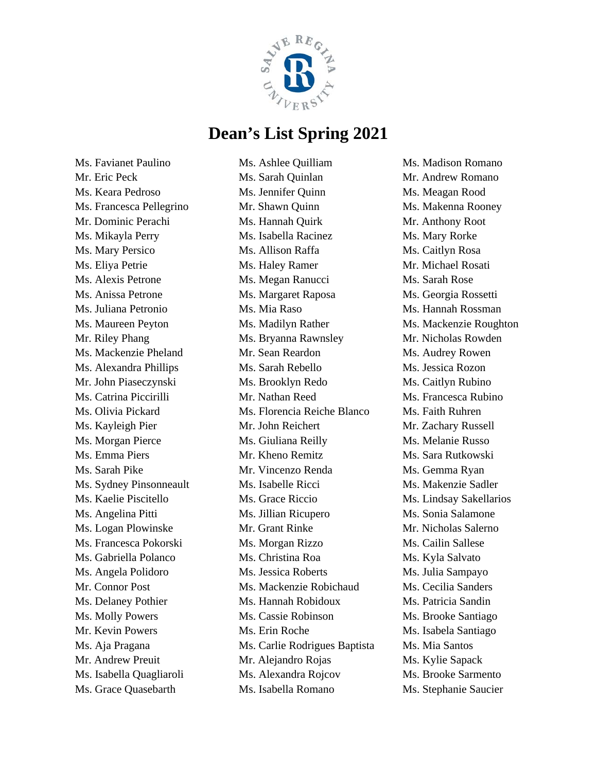# Dean's List Spring 2021

Ms. Favianet Paulino
Mr. Eric Peck
Ms. Keara Pedroso
Ms. Francesca Pellegrino
Mr. Dominic Perachi
Ms. Mikayla Perry
Ms. Mary Persico
Ms. Eliya Petrie
Ms. Alexis Petrone
Ms. Anissa Petrone
Ms. Juliana Petronio
Ms. Maureen Peyton
Mr. Riley Phang
Ms. Mackenzie Pheland
Ms. Alexandra Phillips
Mr. John Piaseczynski
Ms. Catrina Piccirilli
Ms. Olivia Pickard
Ms. Kayleigh Pier
Ms. Morgan Pierce
Ms. Emma Piers
Ms. Sarah Pike
Ms. Sydney Pinsonneault
Ms. Kaelie Piscitello
Ms. Angelina Pitti
Ms. Logan Plowinske
Ms. Francesca Pokorski
Ms. Gabriella Polanco
Ms. Angela Polidoro
Mr. Connor Post
Ms. Delaney Pothier
Ms. Molly Powers
Mr. Kevin Powers
Ms. Aja Pragana
Mr. Andrew Preuit
Ms. Isabella Quagliaroli
Ms. Grace Quasebarth
Ms. Ashlee Quilliam
Ms. Sarah Quinlan
Ms. Jennifer Quinn
Mr. Shawn Quinn
Ms. Hannah Quirk
Ms. Isabella Racinez
Ms. Allison Raffa
Ms. Haley Ramer
Ms. Megan Ranucci
Ms. Margaret Raposa
Ms. Mia Raso
Ms. Madilyn Rather
Ms. Bryanna Rawnsley
Mr. Sean Reardon
Ms. Sarah Rebello
Ms. Brooklyn Redo
Mr. Nathan Reed
Ms. Florencia Reiche Blanco
Mr. John Reichert
Ms. Giuliana Reilly
Mr. Kheno Remitz
Mr. Vincenzo Renda
Ms. Isabelle Ricci
Ms. Grace Riccio
Ms. Jillian Ricupero
Mr. Grant Rinke
Ms. Morgan Rizzo
Ms. Christina Roa
Ms. Jessica Roberts
Ms. Mackenzie Robichaud
Ms. Hannah Robidoux
Ms. Cassie Robinson
Ms. Erin Roche
Ms. Carlie Rodrigues Baptista
Mr. Alejandro Rojas
Ms. Alexandra Rojcov
Ms. Isabella Romano
Ms. Madison Romano
Mr. Andrew Romano
Ms. Meagan Rood
Ms. Makenna Rooney
Mr. Anthony Root
Ms. Mary Rorke
Ms. Caitlyn Rosa
Mr. Michael Rosati
Ms. Sarah Rose
Ms. Georgia Rossetti
Ms. Hannah Rossman
Ms. Mackenzie Roughton
Mr. Nicholas Rowden
Ms. Audrey Rowen
Ms. Jessica Rozon
Ms. Caitlyn Rubino
Ms. Francesca Rubino
Ms. Faith Ruhren
Mr. Zachary Russell
Ms. Melanie Russo
Ms. Sara Rutkowski
Ms. Gemma Ryan
Ms. Makenzie Sadler
Ms. Lindsay Sakellarios
Ms. Sonia Salamone
Mr. Nicholas Salerno
Ms. Cailin Sallese
Ms. Kyla Salvato
Ms. Julia Sampayo
Ms. Cecilia Sanders
Ms. Patricia Sandin
Ms. Brooke Santiago
Ms. Isabela Santiago
Ms. Mia Santos
Ms. Kylie Sapack
Ms. Brooke Sarmento
Ms. Stephanie Saucier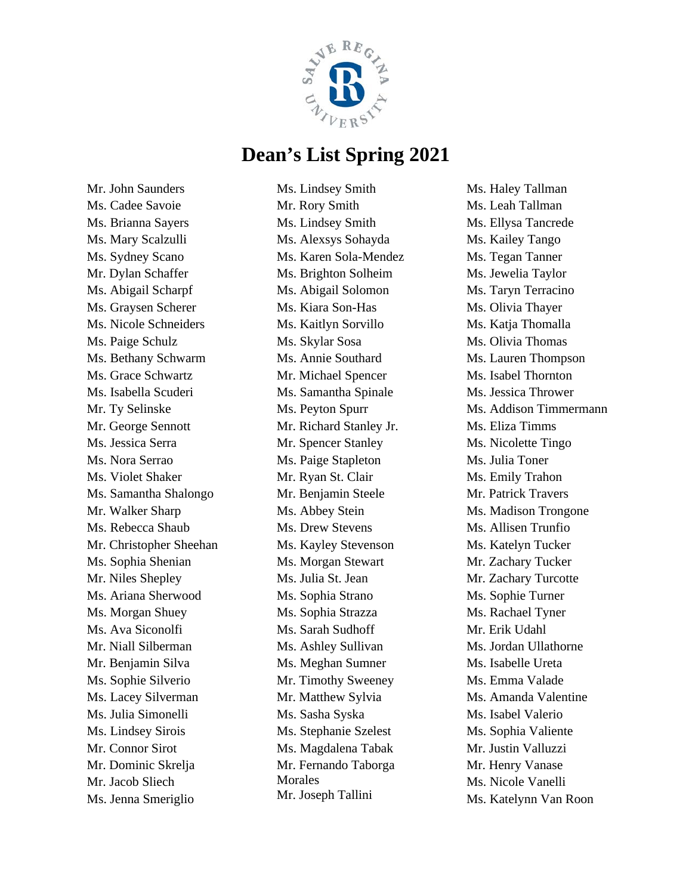# Dean's List Spring 2021

Mr. John Saunders
Ms. Cadee Savoie
Ms. Brianna Sayers
Ms. Mary Scalzulli
Ms. Sydney Scano
Mr. Dylan Schaffer
Ms. Abigail Scharpf
Ms. Graysen Scherer
Ms. Nicole Schneiders
Ms. Paige Schulz
Ms. Bethany Schwarm
Ms. Grace Schwartz
Ms. Isabella Scuderi
Mr. Ty Selinske
Mr. George Sennott
Ms. Jessica Serra
Ms. Nora Serrao
Ms. Violet Shaker
Ms. Samantha Shalongo
Mr. Walker Sharp
Ms. Rebecca Shaub
Mr. Christopher Sheehan
Ms. Sophia Shenian
Mr. Niles Shepley
Ms. Ariana Sherwood
Ms. Morgan Shuey
Ms. Ava Siconolfi
Mr. Niall Silberman
Mr. Benjamin Silva
Ms. Sophie Silverio
Ms. Lacey Silverman
Ms. Julia Simonelli
Ms. Lindsey Sirois
Mr. Connor Sirot
Mr. Dominic Skrelja
Mr. Jacob Sliech
Ms. Jenna Smeriglio
Ms. Lindsey Smith
Mr. Rory Smith
Ms. Lindsey Smith
Ms. Alexsys Sohayda
Ms. Karen Sola-Mendez
Ms. Brighton Solheim
Ms. Abigail Solomon
Ms. Kiara Son-Has
Ms. Kaitlyn Sorvillo
Ms. Skylar Sosa
Ms. Annie Southard
Mr. Michael Spencer
Ms. Samantha Spinale
Ms. Peyton Spurr
Mr. Richard Stanley Jr.
Mr. Spencer Stanley
Ms. Paige Stapleton
Mr. Ryan St. Clair
Mr. Benjamin Steele
Ms. Abbey Stein
Ms. Drew Stevens
Ms. Kayley Stevenson
Ms. Morgan Stewart
Ms. Julia St. Jean
Ms. Sophia Strano
Ms. Sophia Strazza
Ms. Sarah Sudhoff
Ms. Ashley Sullivan
Ms. Meghan Sumner
Mr. Timothy Sweeney
Mr. Matthew Sylvia
Ms. Sasha Syska
Ms. Stephanie Szelest
Ms. Magdalena Tabak
Mr. Fernando Taborga Morales
Mr. Joseph Tallini
Ms. Haley Tallman
Ms. Leah Tallman
Ms. Ellysa Tancrede
Ms. Kailey Tango
Ms. Tegan Tanner
Ms. Jewelia Taylor
Ms. Taryn Terracino
Ms. Olivia Thayer
Ms. Katja Thomalla
Ms. Olivia Thomas
Ms. Lauren Thompson
Ms. Isabel Thornton
Ms. Jessica Thrower
Ms. Addison Timmermann
Ms. Eliza Timms
Ms. Nicolette Tingo
Ms. Julia Toner
Ms. Emily Trahon
Mr. Patrick Travers
Ms. Madison Trongone
Ms. Allisen Trunfio
Ms. Katelyn Tucker
Mr. Zachary Tucker
Mr. Zachary Turcotte
Ms. Sophie Turner
Ms. Rachael Tyner
Mr. Erik Udahl
Ms. Jordan Ullathorne
Ms. Isabelle Ureta
Ms. Emma Valade
Ms. Amanda Valentine
Ms. Isabel Valerio
Ms. Sophia Valiente
Mr. Justin Valluzzi
Mr. Henry Vanase
Ms. Nicole Vanelli
Ms. Katelynn Van Roon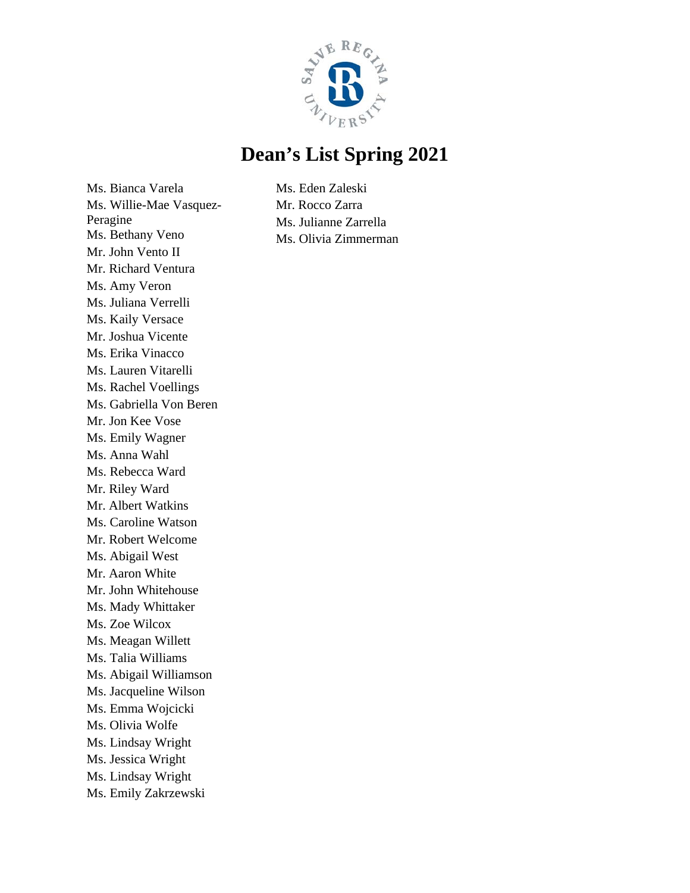# Dean's List Spring 2021

Ms. Bianca Varela
Ms. Willie-Mae Vasquez-Peragine
Ms. Bethany Veno
Mr. John Vento II
Mr. Richard Ventura
Ms. Amy Veron
Ms. Juliana Verrelli
Ms. Kaily Versace
Mr. Joshua Vicente
Ms. Erika Vinacco
Ms. Lauren Vitarelli
Ms. Rachel Voellings
Ms. Gabriella Von Beren
Mr. Jon Kee Vose
Ms. Emily Wagner
Ms. Anna Wahl
Ms. Rebecca Ward
Mr. Riley Ward
Mr. Albert Watkins
Ms. Caroline Watson
Mr. Robert Welcome
Ms. Abigail West
Mr. Aaron White
Mr. John Whitehouse
Ms. Mady Whittaker
Ms. Zoe Wilcox
Ms. Meagan Willett
Ms. Talia Williams
Ms. Abigail Williamson
Ms. Jacqueline Wilson
Ms. Emma Wojcicki
Ms. Olivia Wolfe
Ms. Lindsay Wright
Ms. Jessica Wright
Ms. Lindsay Wright
Ms. Emily Zakrzewski
Ms. Eden Zaleski
Mr. Rocco Zarra
Ms. Julianne Zarrella
Ms. Olivia Zimmerman